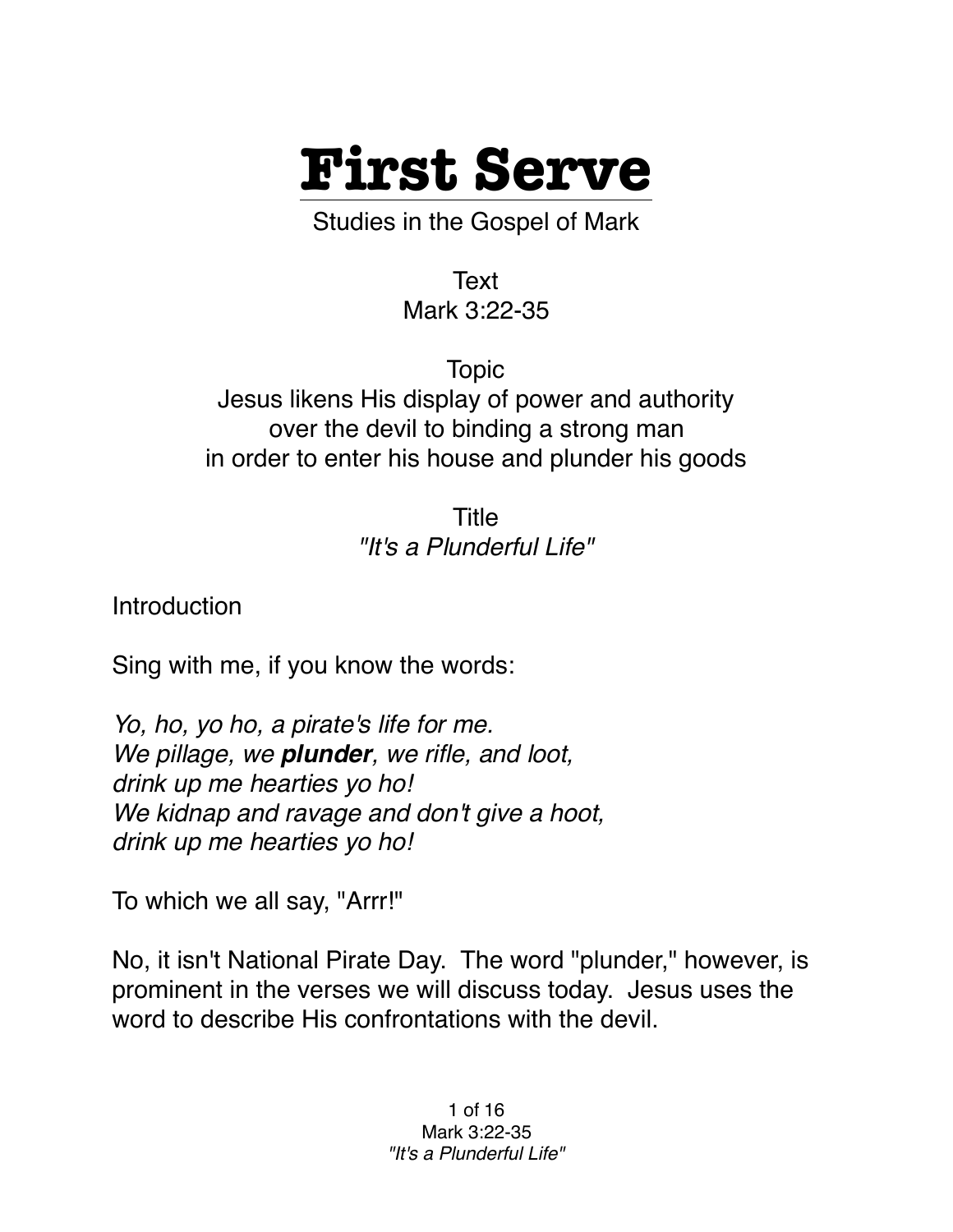# First Serve

Studies in the Gospel of Mark

Text
Mark 3:22-35

Topic
Jesus likens His display of power and authority over the devil to binding a strong man in order to enter his house and plunder his goods

Title
*"It's a Plunderful Life"*

Introduction

Sing with me, if you know the words:

*Yo, ho, yo ho, a pirate's life for me.*
*We pillage, we **plunder**, we rifle, and loot,*
*drink up me hearties yo ho!*
*We kidnap and ravage and don't give a hoot,*
*drink up me hearties yo ho!*

To which we all say, "Arrr!"

No, it isn't National Pirate Day. The word "plunder," however, is prominent in the verses we will discuss today. Jesus uses the word to describe His confrontations with the devil.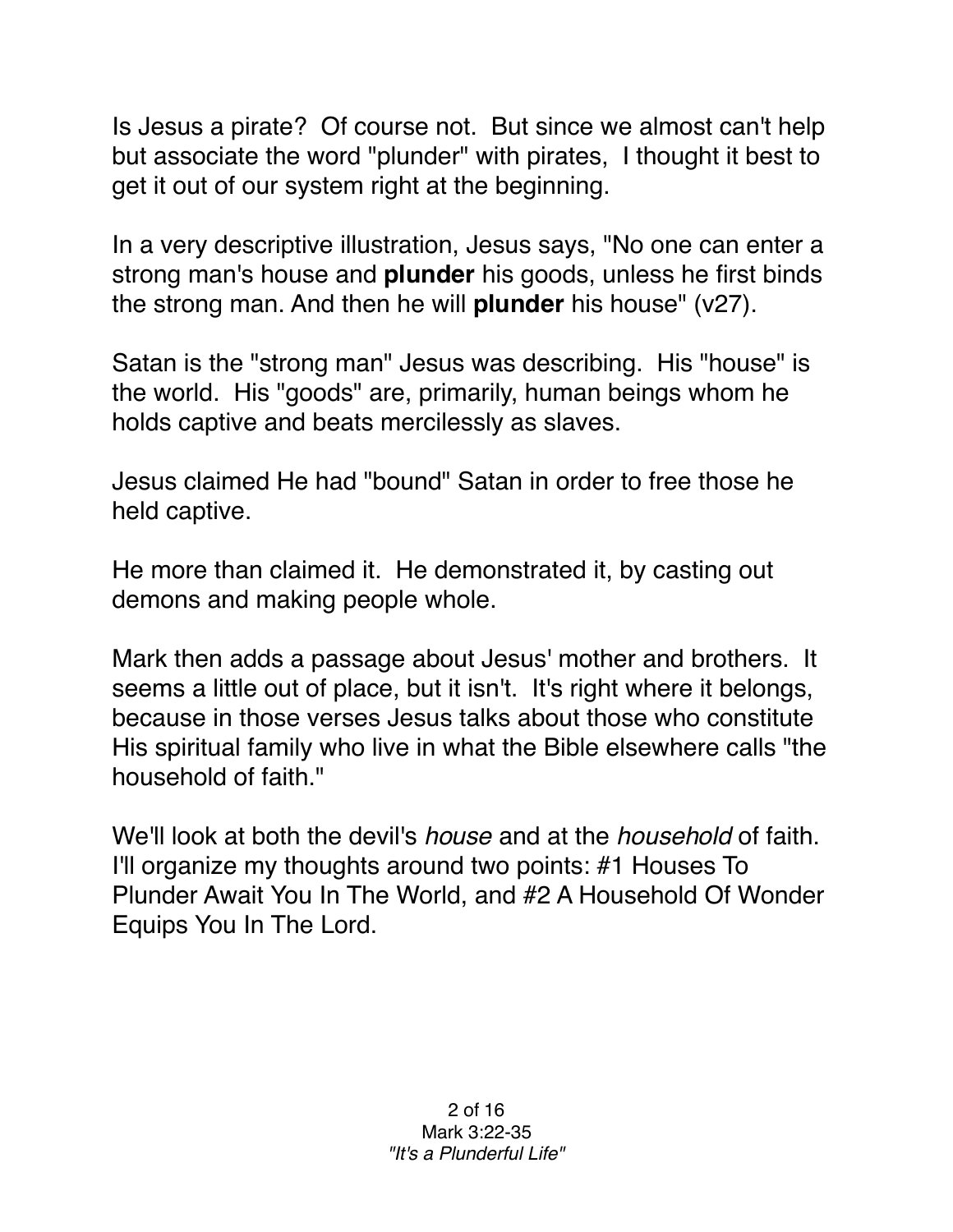Is Jesus a pirate? Of course not. But since we almost can't help but associate the word "plunder" with pirates, I thought it best to get it out of our system right at the beginning.

In a very descriptive illustration, Jesus says, "No one can enter a strong man's house and **plunder** his goods, unless he first binds the strong man. And then he will **plunder** his house" (v27).

Satan is the "strong man" Jesus was describing. His "house" is the world. His "goods" are, primarily, human beings whom he holds captive and beats mercilessly as slaves.

Jesus claimed He had "bound" Satan in order to free those he held captive.

He more than claimed it. He demonstrated it, by casting out demons and making people whole.

Mark then adds a passage about Jesus' mother and brothers. It seems a little out of place, but it isn't. It's right where it belongs, because in those verses Jesus talks about those who constitute His spiritual family who live in what the Bible elsewhere calls "the household of faith."

We'll look at both the devil's *house* and at the *household* of faith. I'll organize my thoughts around two points: #1 Houses To Plunder Await You In The World, and #2 A Household Of Wonder Equips You In The Lord.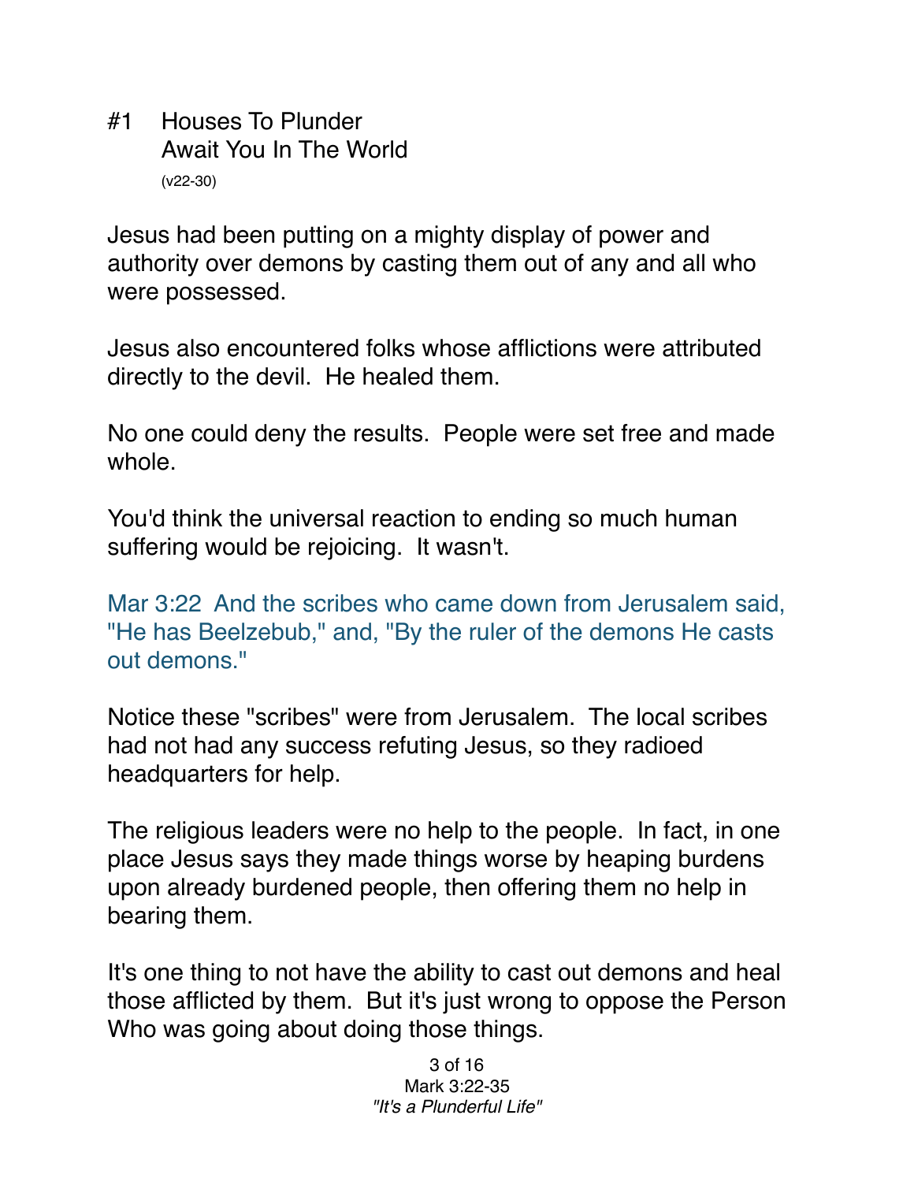## #1 Houses To Plunder Await You In The World

(v22-30)

Jesus had been putting on a mighty display of power and authority over demons by casting them out of any and all who were possessed.

Jesus also encountered folks whose afflictions were attributed directly to the devil. He healed them.

No one could deny the results. People were set free and made whole.

You'd think the universal reaction to ending so much human suffering would be rejoicing. It wasn't.

Mar 3:22 And the scribes who came down from Jerusalem said, "He has Beelzebub," and, "By the ruler of the demons He casts out demons."

Notice these "scribes" were from Jerusalem. The local scribes had not had any success refuting Jesus, so they radioed headquarters for help.

The religious leaders were no help to the people. In fact, in one place Jesus says they made things worse by heaping burdens upon already burdened people, then offering them no help in bearing them.

It's one thing to not have the ability to cast out demons and heal those afflicted by them. But it's just wrong to oppose the Person Who was going about doing those things.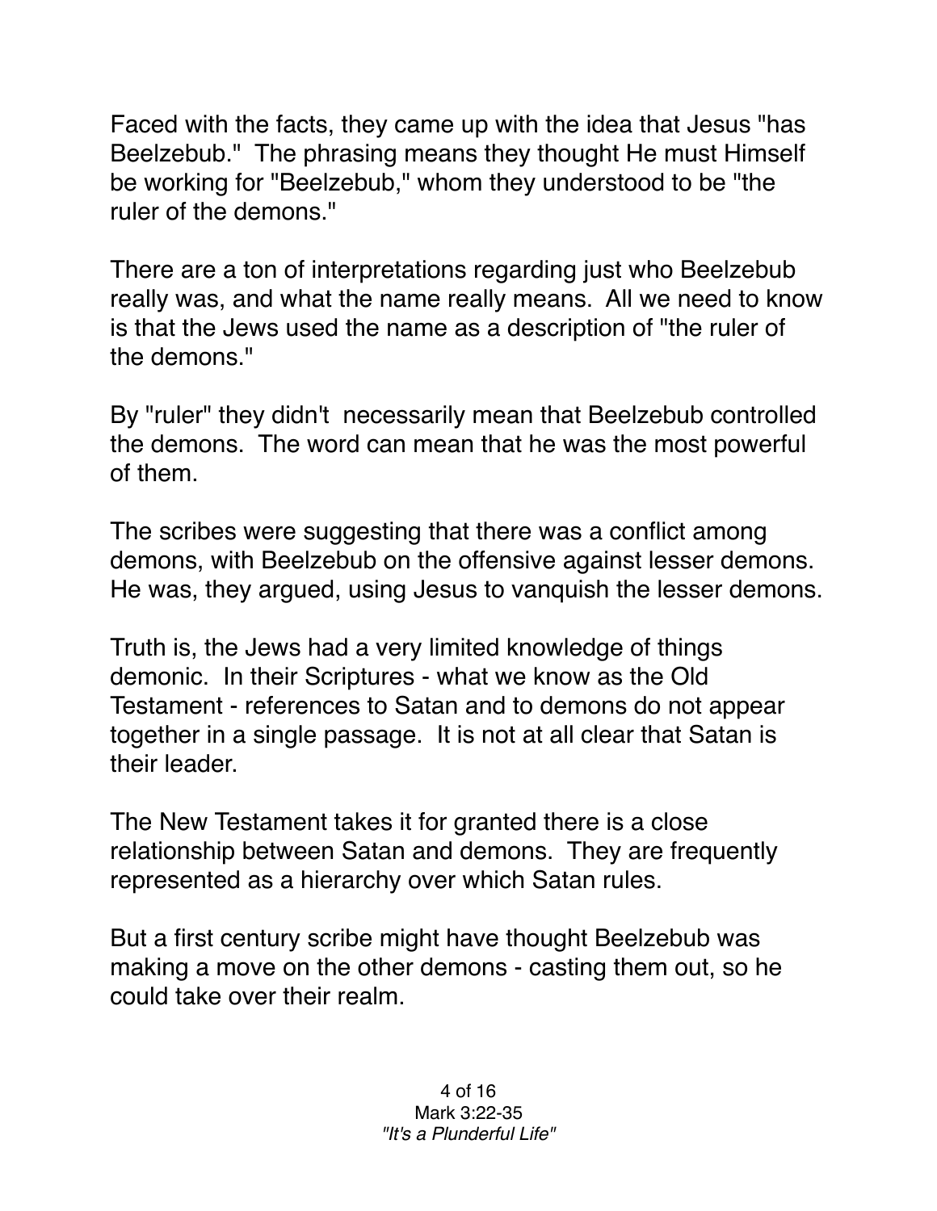Faced with the facts, they came up with the idea that Jesus "has Beelzebub." The phrasing means they thought He must Himself be working for "Beelzebub," whom they understood to be "the ruler of the demons."

There are a ton of interpretations regarding just who Beelzebub really was, and what the name really means. All we need to know is that the Jews used the name as a description of "the ruler of the demons."

By "ruler" they didn't necessarily mean that Beelzebub controlled the demons. The word can mean that he was the most powerful of them.

The scribes were suggesting that there was a conflict among demons, with Beelzebub on the offensive against lesser demons. He was, they argued, using Jesus to vanquish the lesser demons.

Truth is, the Jews had a very limited knowledge of things demonic. In their Scriptures - what we know as the Old Testament - references to Satan and to demons do not appear together in a single passage. It is not at all clear that Satan is their leader.

The New Testament takes it for granted there is a close relationship between Satan and demons. They are frequently represented as a hierarchy over which Satan rules.

But a first century scribe might have thought Beelzebub was making a move on the other demons - casting them out, so he could take over their realm.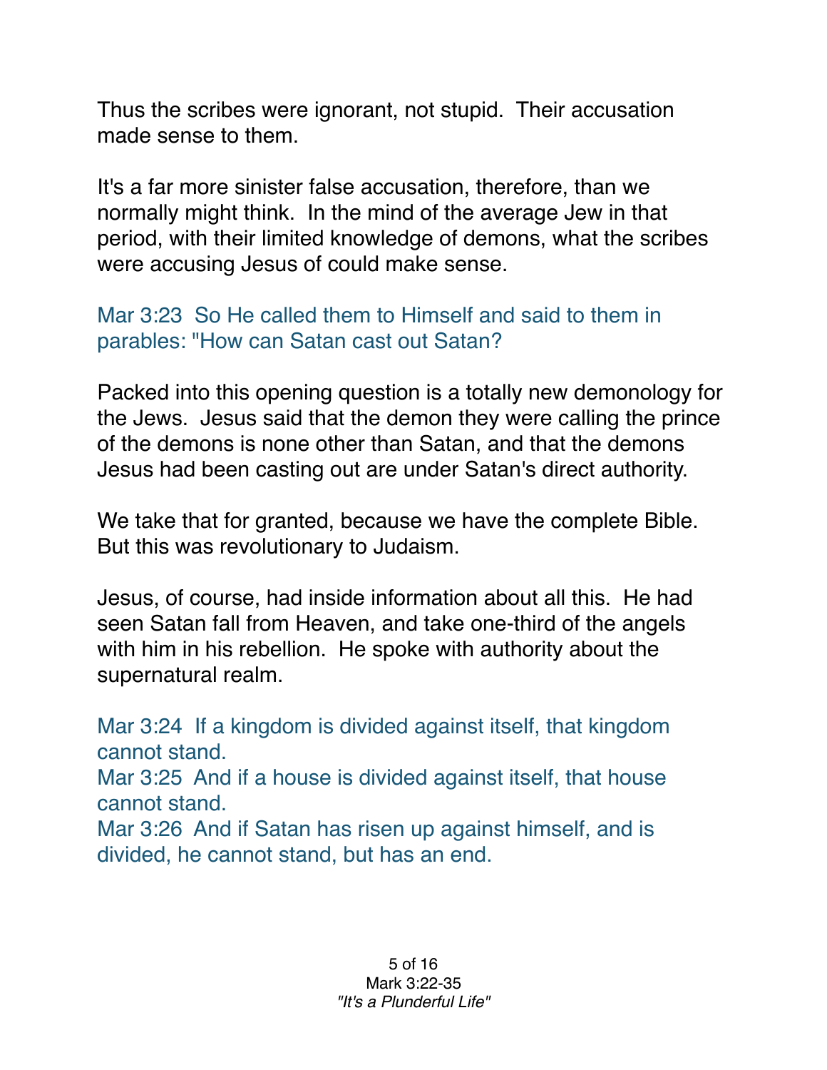Thus the scribes were ignorant, not stupid. Their accusation made sense to them.

It's a far more sinister false accusation, therefore, than we normally might think. In the mind of the average Jew in that period, with their limited knowledge of demons, what the scribes were accusing Jesus of could make sense.

Mar 3:23 So He called them to Himself and said to them in parables: "How can Satan cast out Satan?

Packed into this opening question is a totally new demonology for the Jews. Jesus said that the demon they were calling the prince of the demons is none other than Satan, and that the demons Jesus had been casting out are under Satan's direct authority.

We take that for granted, because we have the complete Bible. But this was revolutionary to Judaism.

Jesus, of course, had inside information about all this. He had seen Satan fall from Heaven, and take one-third of the angels with him in his rebellion. He spoke with authority about the supernatural realm.

Mar 3:24 If a kingdom is divided against itself, that kingdom cannot stand.
Mar 3:25 And if a house is divided against itself, that house cannot stand.
Mar 3:26 And if Satan has risen up against himself, and is divided, he cannot stand, but has an end.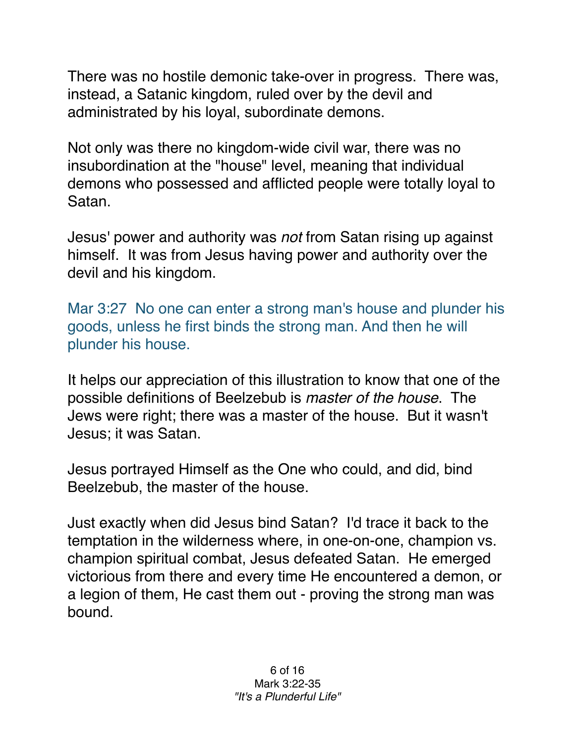There was no hostile demonic take-over in progress. There was, instead, a Satanic kingdom, ruled over by the devil and administrated by his loyal, subordinate demons.

Not only was there no kingdom-wide civil war, there was no insubordination at the "house" level, meaning that individual demons who possessed and afflicted people were totally loyal to Satan.

Jesus' power and authority was *not* from Satan rising up against himself. It was from Jesus having power and authority over the devil and his kingdom.

Mar 3:27 No one can enter a strong man's house and plunder his goods, unless he first binds the strong man. And then he will plunder his house.

It helps our appreciation of this illustration to know that one of the possible definitions of Beelzebub is *master of the house*. The Jews were right; there was a master of the house. But it wasn't Jesus; it was Satan.

Jesus portrayed Himself as the One who could, and did, bind Beelzebub, the master of the house.

Just exactly when did Jesus bind Satan? I'd trace it back to the temptation in the wilderness where, in one-on-one, champion vs. champion spiritual combat, Jesus defeated Satan. He emerged victorious from there and every time He encountered a demon, or a legion of them, He cast them out - proving the strong man was bound.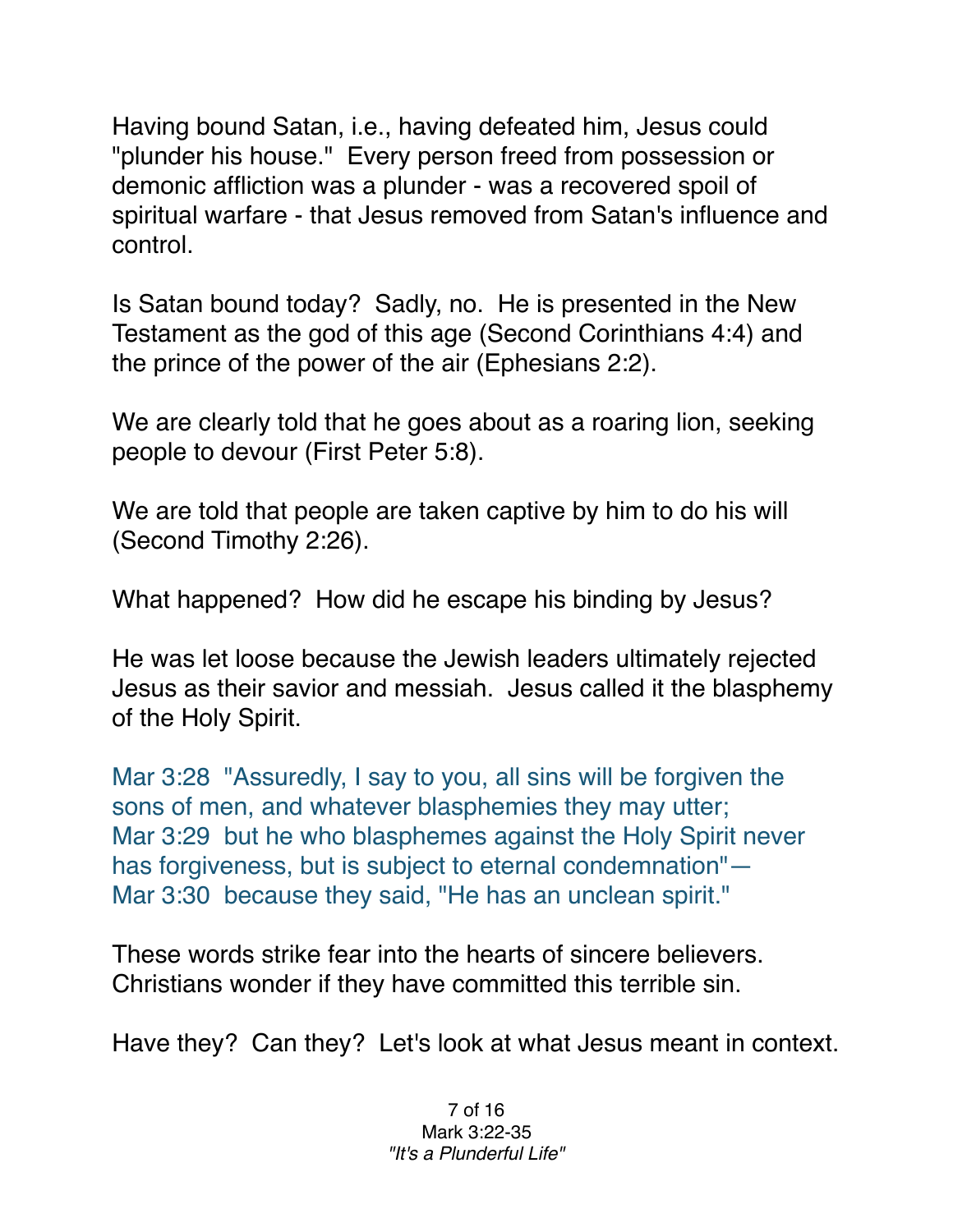Having bound Satan, i.e., having defeated him, Jesus could "plunder his house." Every person freed from possession or demonic affliction was a plunder - was a recovered spoil of spiritual warfare - that Jesus removed from Satan's influence and control.

Is Satan bound today? Sadly, no. He is presented in the New Testament as the god of this age (Second Corinthians 4:4) and the prince of the power of the air (Ephesians 2:2).

We are clearly told that he goes about as a roaring lion, seeking people to devour (First Peter 5:8).

We are told that people are taken captive by him to do his will (Second Timothy 2:26).

What happened? How did he escape his binding by Jesus?

He was let loose because the Jewish leaders ultimately rejected Jesus as their savior and messiah. Jesus called it the blasphemy of the Holy Spirit.

Mar 3:28 "Assuredly, I say to you, all sins will be forgiven the sons of men, and whatever blasphemies they may utter;
Mar 3:29 but he who blasphemes against the Holy Spirit never has forgiveness, but is subject to eternal condemnation"—
Mar 3:30 because they said, "He has an unclean spirit."

These words strike fear into the hearts of sincere believers. Christians wonder if they have committed this terrible sin.

Have they? Can they? Let's look at what Jesus meant in context.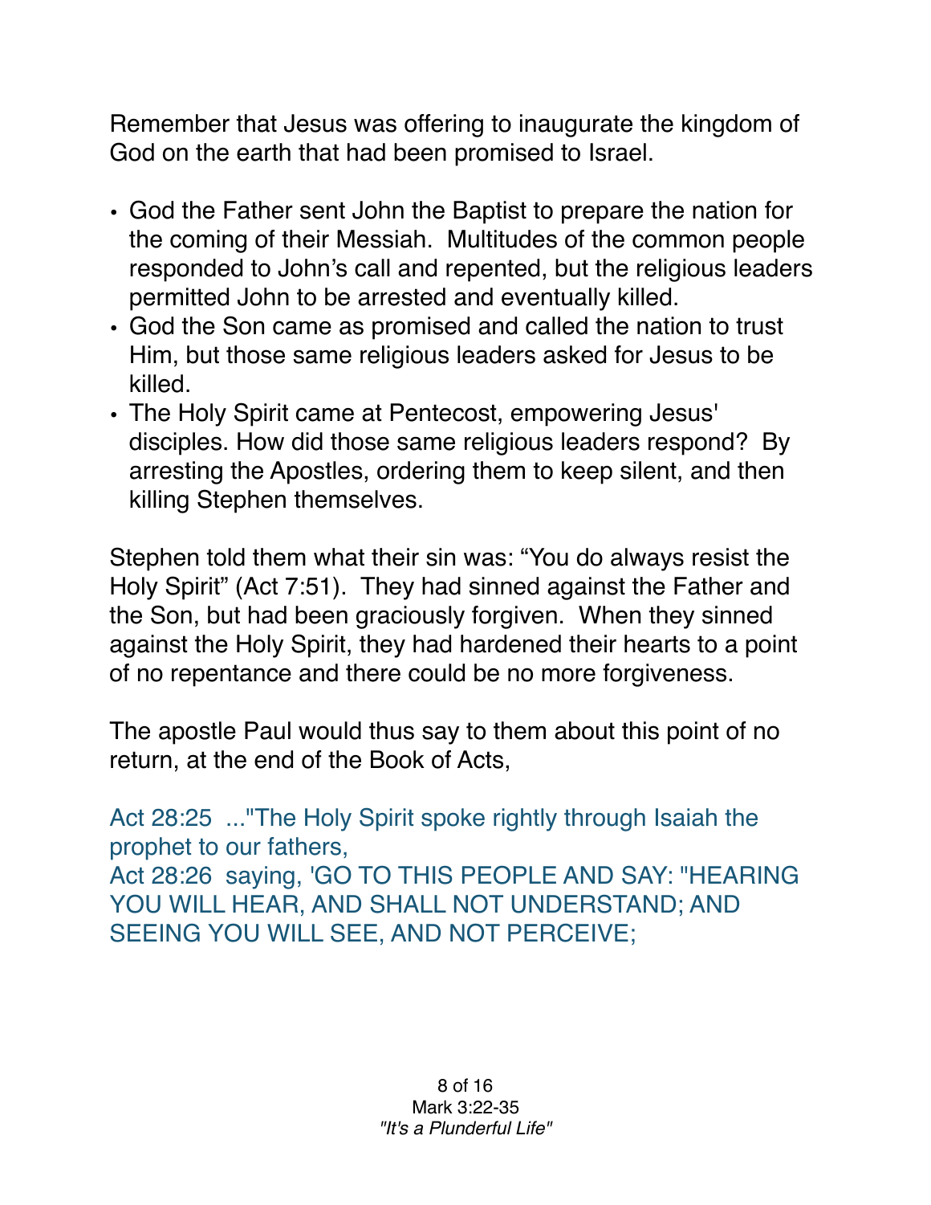Remember that Jesus was offering to inaugurate the kingdom of God on the earth that had been promised to Israel.

- God the Father sent John the Baptist to prepare the nation for the coming of their Messiah. Multitudes of the common people responded to John's call and repented, but the religious leaders permitted John to be arrested and eventually killed.
- God the Son came as promised and called the nation to trust Him, but those same religious leaders asked for Jesus to be killed.
- The Holy Spirit came at Pentecost, empowering Jesus' disciples. How did those same religious leaders respond? By arresting the Apostles, ordering them to keep silent, and then killing Stephen themselves.

Stephen told them what their sin was: "You do always resist the Holy Spirit" (Act 7:51). They had sinned against the Father and the Son, but had been graciously forgiven. When they sinned against the Holy Spirit, they had hardened their hearts to a point of no repentance and there could be no more forgiveness.

The apostle Paul would thus say to them about this point of no return, at the end of the Book of Acts,

Act 28:25 ..."The Holy Spirit spoke rightly through Isaiah the prophet to our fathers,
Act 28:26 saying, 'GO TO THIS PEOPLE AND SAY: "HEARING YOU WILL HEAR, AND SHALL NOT UNDERSTAND; AND SEEING YOU WILL SEE, AND NOT PERCEIVE;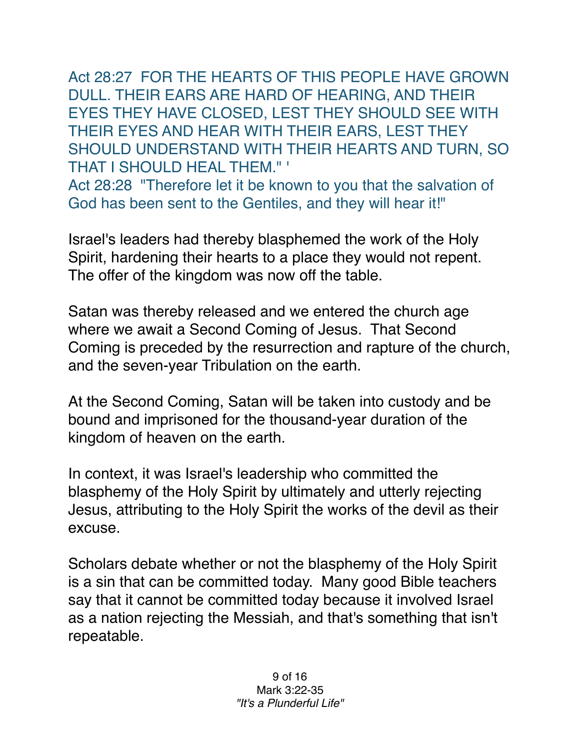Act 28:27 FOR THE HEARTS OF THIS PEOPLE HAVE GROWN DULL. THEIR EARS ARE HARD OF HEARING, AND THEIR EYES THEY HAVE CLOSED, LEST THEY SHOULD SEE WITH THEIR EYES AND HEAR WITH THEIR EARS, LEST THEY SHOULD UNDERSTAND WITH THEIR HEARTS AND TURN, SO THAT I SHOULD HEAL THEM." '
Act 28:28 "Therefore let it be known to you that the salvation of God has been sent to the Gentiles, and they will hear it!"

Israel's leaders had thereby blasphemed the work of the Holy Spirit, hardening their hearts to a place they would not repent. The offer of the kingdom was now off the table.

Satan was thereby released and we entered the church age where we await a Second Coming of Jesus. That Second Coming is preceded by the resurrection and rapture of the church, and the seven-year Tribulation on the earth.

At the Second Coming, Satan will be taken into custody and be bound and imprisoned for the thousand-year duration of the kingdom of heaven on the earth.

In context, it was Israel's leadership who committed the blasphemy of the Holy Spirit by ultimately and utterly rejecting Jesus, attributing to the Holy Spirit the works of the devil as their excuse.

Scholars debate whether or not the blasphemy of the Holy Spirit is a sin that can be committed today. Many good Bible teachers say that it cannot be committed today because it involved Israel as a nation rejecting the Messiah, and that's something that isn't repeatable.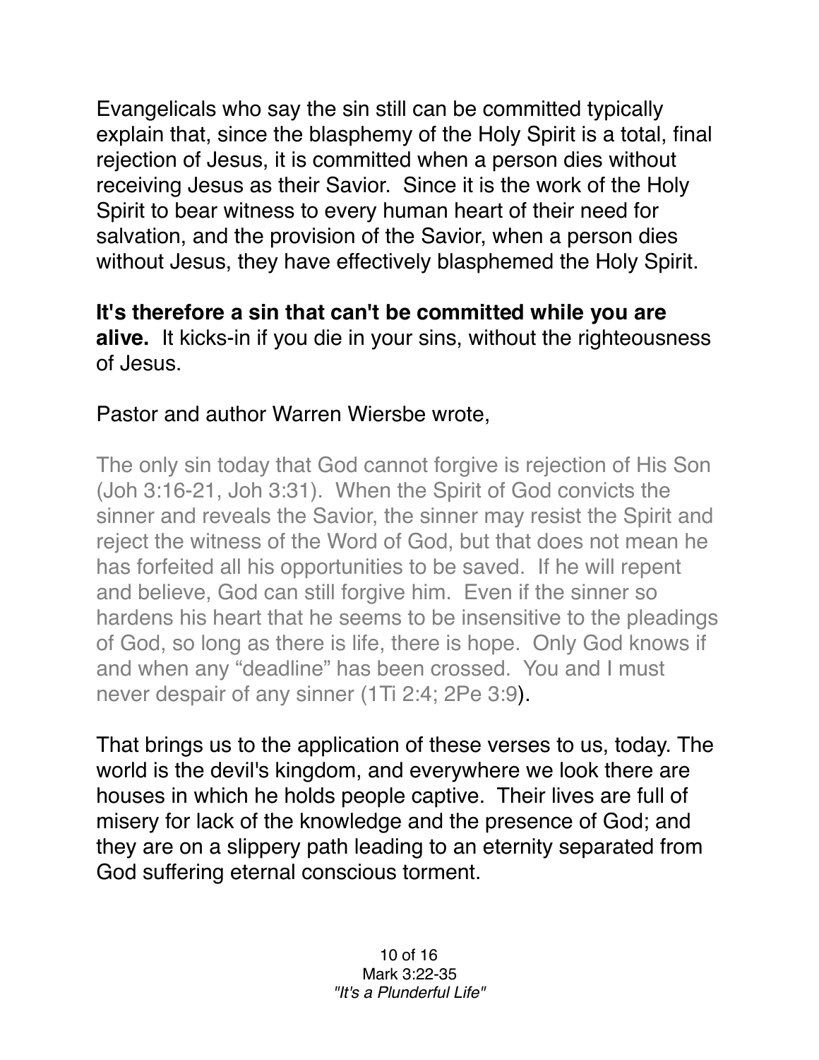Evangelicals who say the sin still can be committed typically explain that, since the blasphemy of the Holy Spirit is a total, final rejection of Jesus, it is committed when a person dies without receiving Jesus as their Savior. Since it is the work of the Holy Spirit to bear witness to every human heart of their need for salvation, and the provision of the Savior, when a person dies without Jesus, they have effectively blasphemed the Holy Spirit.

**It's therefore a sin that can't be committed while you are alive.** It kicks-in if you die in your sins, without the righteousness of Jesus.

Pastor and author Warren Wiersbe wrote,

> The only sin today that God cannot forgive is rejection of His Son (Joh 3:16-21, Joh 3:31). When the Spirit of God convicts the sinner and reveals the Savior, the sinner may resist the Spirit and reject the witness of the Word of God, but that does not mean he has forfeited all his opportunities to be saved. If he will repent and believe, God can still forgive him. Even if the sinner so hardens his heart that he seems to be insensitive to the pleadings of God, so long as there is life, there is hope. Only God knows if and when any "deadline" has been crossed. You and I must never despair of any sinner (1Ti 2:4; 2Pe 3:9).

That brings us to the application of these verses to us, today. The world is the devil's kingdom, and everywhere we look there are houses in which he holds people captive. Their lives are full of misery for lack of the knowledge and the presence of God; and they are on a slippery path leading to an eternity separated from God suffering eternal conscious torment.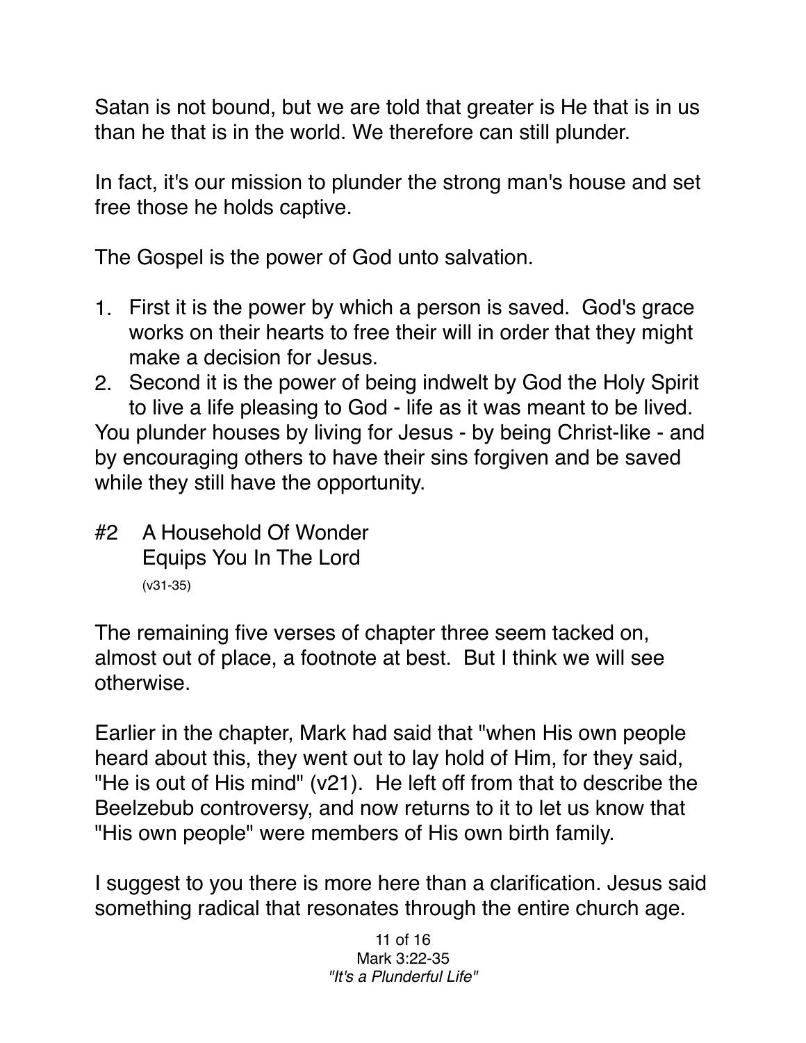Satan is not bound, but we are told that greater is He that is in us than he that is in the world. We therefore can still plunder.

In fact, it's our mission to plunder the strong man's house and set free those he holds captive.

The Gospel is the power of God unto salvation.

1. First it is the power by which a person is saved. God's grace works on their hearts to free their will in order that they might make a decision for Jesus.
2. Second it is the power of being indwelt by God the Holy Spirit to live a life pleasing to God - life as it was meant to be lived.

You plunder houses by living for Jesus - by being Christ-like - and by encouraging others to have their sins forgiven and be saved while they still have the opportunity.

#2 A Household Of Wonder Equips You In The Lord
(v31-35)

The remaining five verses of chapter three seem tacked on, almost out of place, a footnote at best. But I think we will see otherwise.

Earlier in the chapter, Mark had said that "when His own people heard about this, they went out to lay hold of Him, for they said, "He is out of His mind" (v21). He left off from that to describe the Beelzebub controversy, and now returns to it to let us know that "His own people" were members of His own birth family.

I suggest to you there is more here than a clarification. Jesus said something radical that resonates through the entire church age.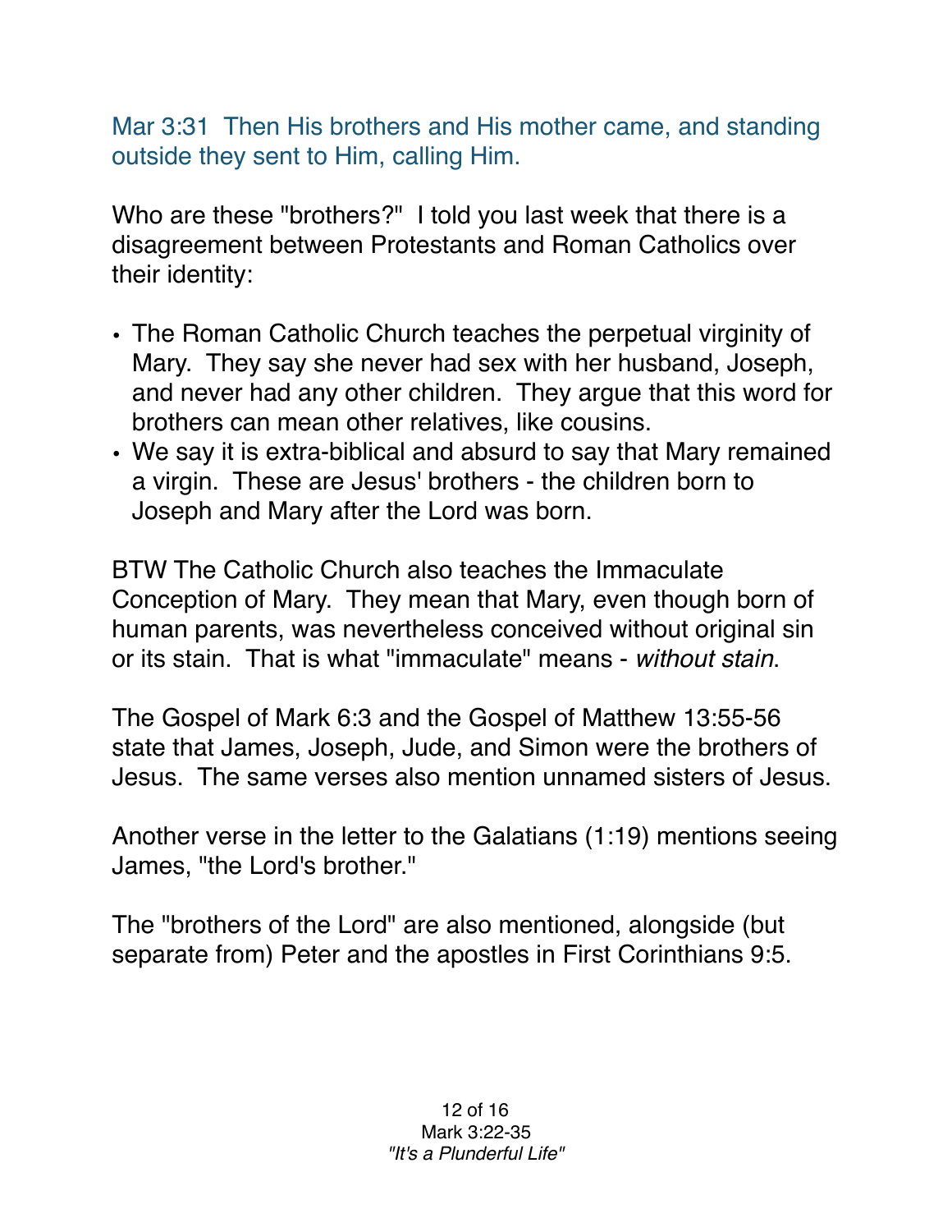Mar 3:31 Then His brothers and His mother came, and standing outside they sent to Him, calling Him.

Who are these "brothers?" I told you last week that there is a disagreement between Protestants and Roman Catholics over their identity:

- The Roman Catholic Church teaches the perpetual virginity of Mary. They say she never had sex with her husband, Joseph, and never had any other children. They argue that this word for brothers can mean other relatives, like cousins.
- We say it is extra-biblical and absurd to say that Mary remained a virgin. These are Jesus' brothers - the children born to Joseph and Mary after the Lord was born.

BTW The Catholic Church also teaches the Immaculate Conception of Mary. They mean that Mary, even though born of human parents, was nevertheless conceived without original sin or its stain. That is what "immaculate" means - *without stain*.

The Gospel of Mark 6:3 and the Gospel of Matthew 13:55-56 state that James, Joseph, Jude, and Simon were the brothers of Jesus. The same verses also mention unnamed sisters of Jesus.

Another verse in the letter to the Galatians (1:19) mentions seeing James, "the Lord's brother."

The "brothers of the Lord" are also mentioned, alongside (but separate from) Peter and the apostles in First Corinthians 9:5.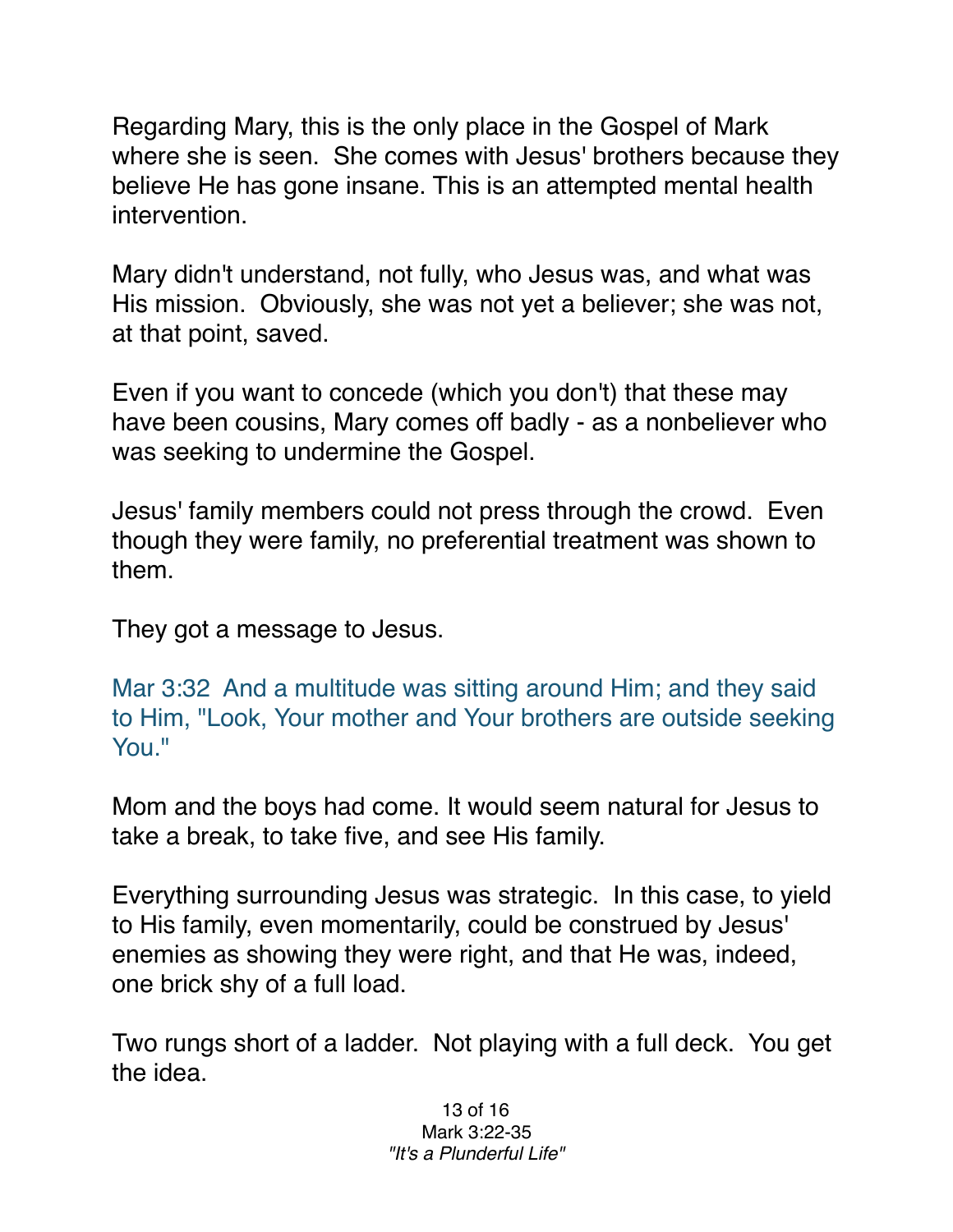Regarding Mary, this is the only place in the Gospel of Mark where she is seen.  She comes with Jesus' brothers because they believe He has gone insane. This is an attempted mental health intervention.

Mary didn't understand, not fully, who Jesus was, and what was His mission.  Obviously, she was not yet a believer; she was not, at that point, saved.

Even if you want to concede (which you don't) that these may have been cousins, Mary comes off badly - as a nonbeliever who was seeking to undermine the Gospel.

Jesus' family members could not press through the crowd.  Even though they were family, no preferential treatment was shown to them.

They got a message to Jesus.

Mar 3:32  And a multitude was sitting around Him; and they said to Him, "Look, Your mother and Your brothers are outside seeking You."

Mom and the boys had come. It would seem natural for Jesus to take a break, to take five, and see His family.

Everything surrounding Jesus was strategic.  In this case, to yield to His family, even momentarily, could be construed by Jesus' enemies as showing they were right, and that He was, indeed, one brick shy of a full load.

Two rungs short of a ladder.  Not playing with a full deck.  You get the idea.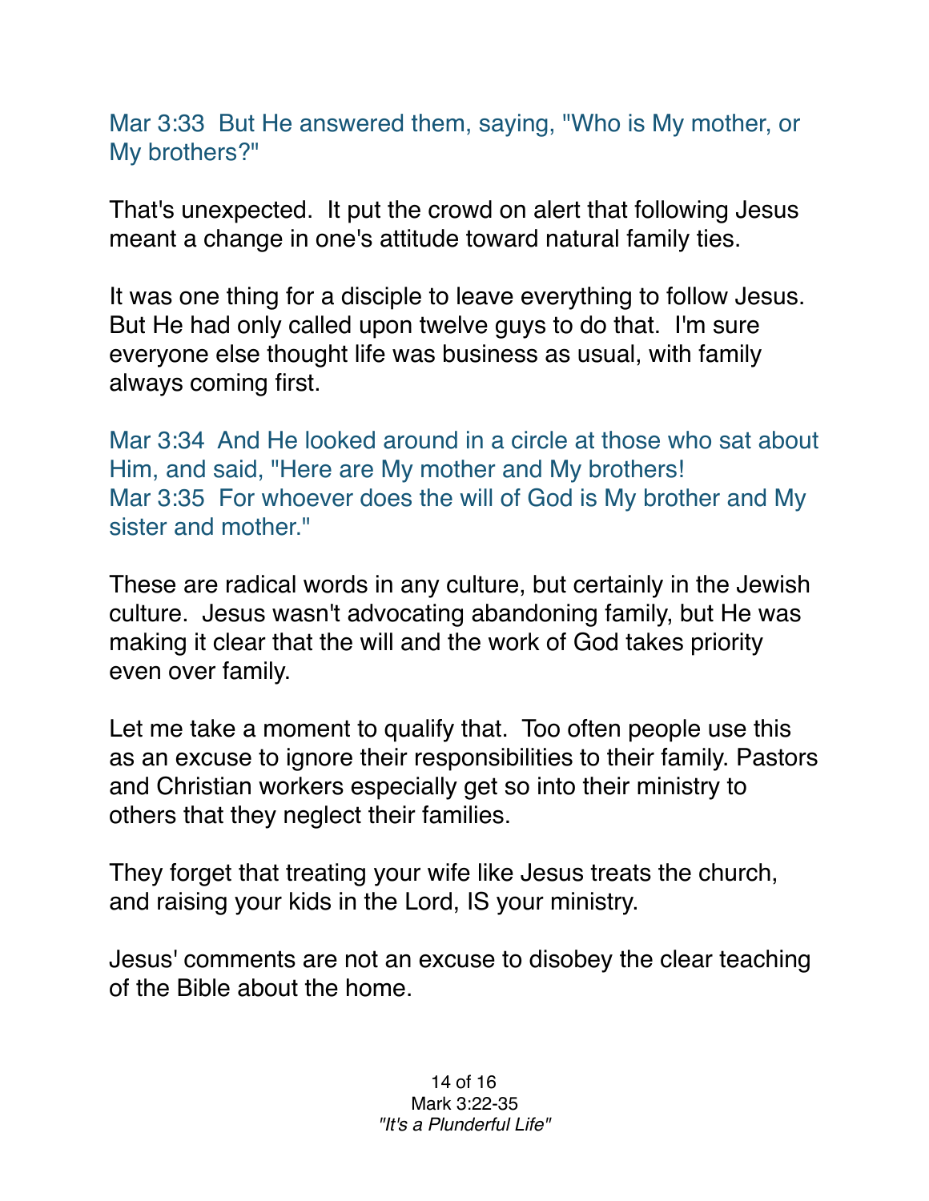Mar 3:33  But He answered them, saying, "Who is My mother, or My brothers?"

That's unexpected.  It put the crowd on alert that following Jesus meant a change in one's attitude toward natural family ties.

It was one thing for a disciple to leave everything to follow Jesus.  But He had only called upon twelve guys to do that.  I'm sure everyone else thought life was business as usual, with family always coming first.

Mar 3:34  And He looked around in a circle at those who sat about Him, and said, "Here are My mother and My brothers!
Mar 3:35  For whoever does the will of God is My brother and My sister and mother."

These are radical words in any culture, but certainly in the Jewish culture.  Jesus wasn't advocating abandoning family, but He was making it clear that the will and the work of God takes priority even over family.

Let me take a moment to qualify that.  Too often people use this as an excuse to ignore their responsibilities to their family. Pastors and Christian workers especially get so into their ministry to others that they neglect their families.

They forget that treating your wife like Jesus treats the church, and raising your kids in the Lord, IS your ministry.

Jesus' comments are not an excuse to disobey the clear teaching of the Bible about the home.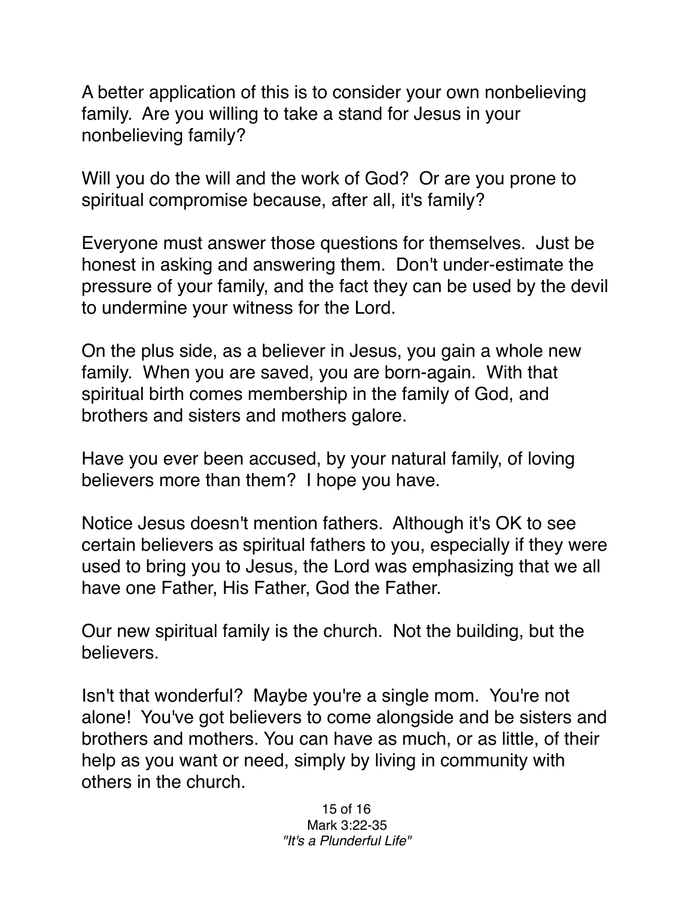A better application of this is to consider your own nonbelieving family. Are you willing to take a stand for Jesus in your nonbelieving family?

Will you do the will and the work of God? Or are you prone to spiritual compromise because, after all, it's family?

Everyone must answer those questions for themselves. Just be honest in asking and answering them. Don't under-estimate the pressure of your family, and the fact they can be used by the devil to undermine your witness for the Lord.

On the plus side, as a believer in Jesus, you gain a whole new family. When you are saved, you are born-again. With that spiritual birth comes membership in the family of God, and brothers and sisters and mothers galore.

Have you ever been accused, by your natural family, of loving believers more than them? I hope you have.

Notice Jesus doesn't mention fathers. Although it's OK to see certain believers as spiritual fathers to you, especially if they were used to bring you to Jesus, the Lord was emphasizing that we all have one Father, His Father, God the Father.

Our new spiritual family is the church. Not the building, but the believers.

Isn't that wonderful? Maybe you're a single mom. You're not alone! You've got believers to come alongside and be sisters and brothers and mothers. You can have as much, or as little, of their help as you want or need, simply by living in community with others in the church.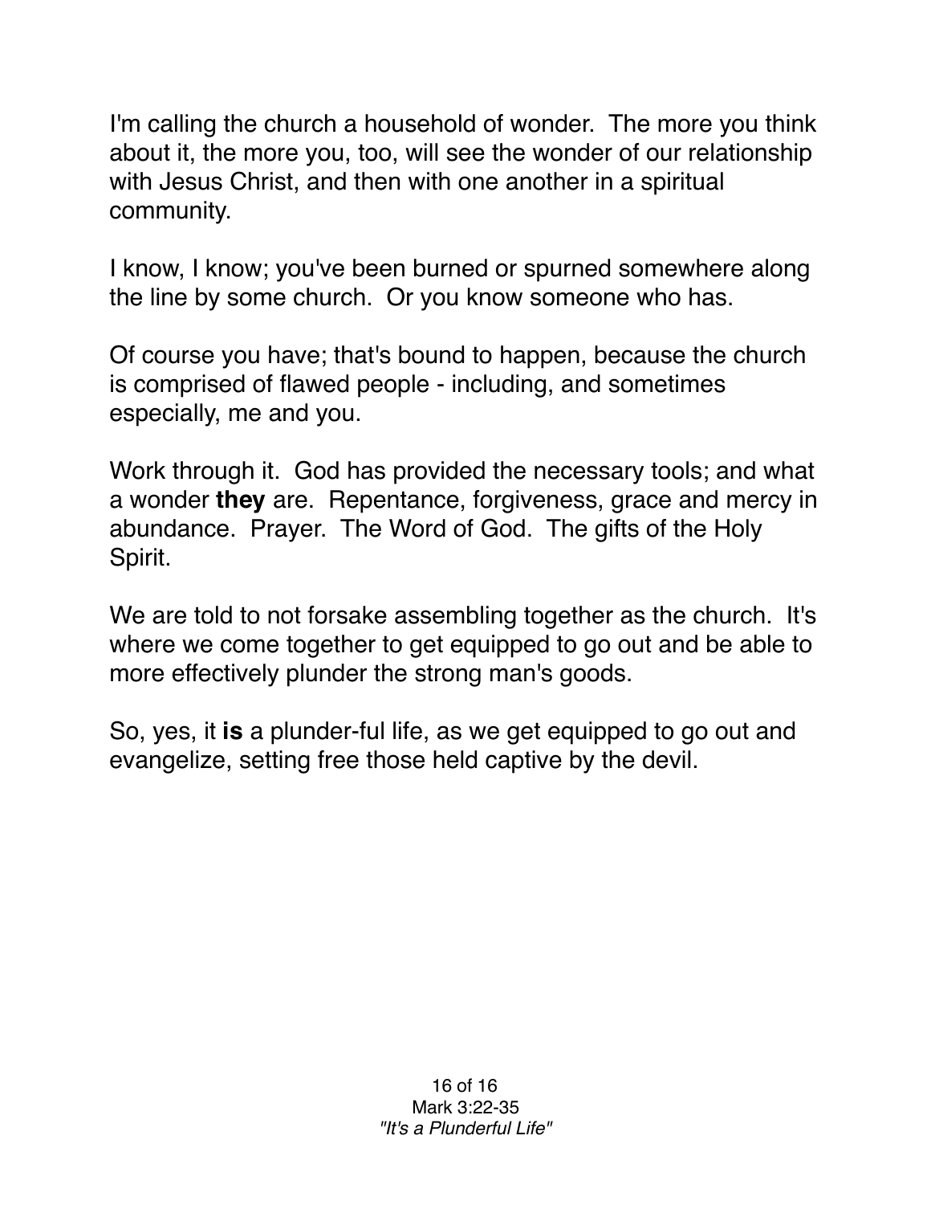I'm calling the church a household of wonder. The more you think about it, the more you, too, will see the wonder of our relationship with Jesus Christ, and then with one another in a spiritual community.

I know, I know; you've been burned or spurned somewhere along the line by some church. Or you know someone who has.

Of course you have; that's bound to happen, because the church is comprised of flawed people - including, and sometimes especially, me and you.

Work through it. God has provided the necessary tools; and what a wonder **they** are. Repentance, forgiveness, grace and mercy in abundance. Prayer. The Word of God. The gifts of the Holy Spirit.

We are told to not forsake assembling together as the church. It's where we come together to get equipped to go out and be able to more effectively plunder the strong man's goods.

So, yes, it **is** a plunder-ful life, as we get equipped to go out and evangelize, setting free those held captive by the devil.